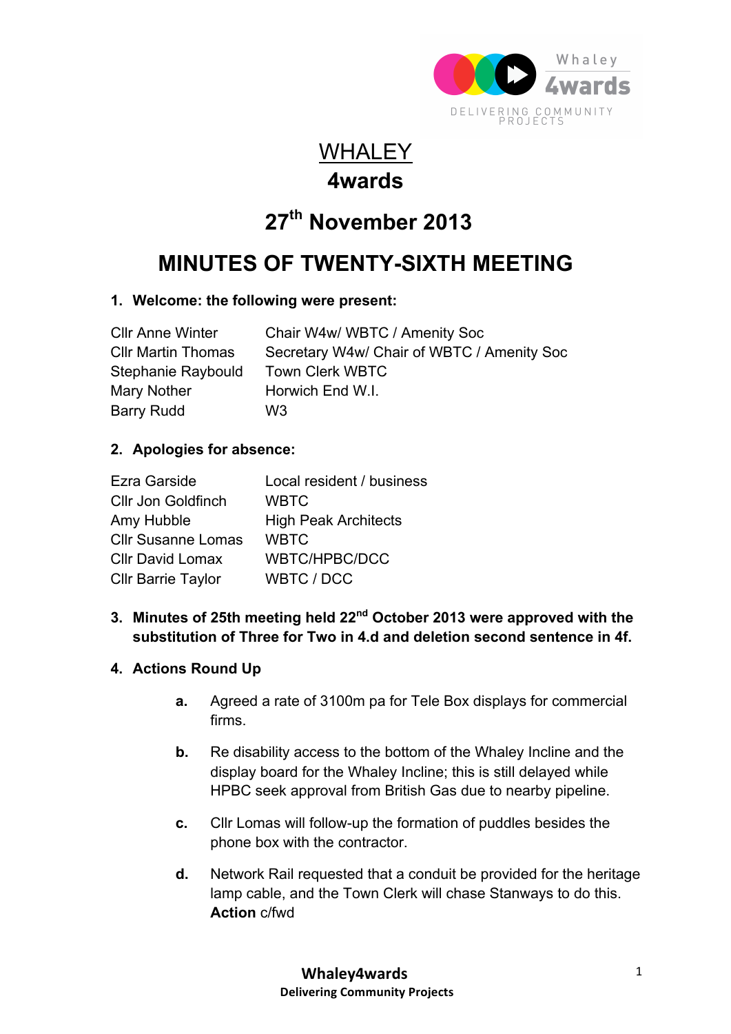# WHALEY

# 4wards

## 27th November 2013

## MINUTES OF TWENTY-SIXTH MEETING

**1. Welcome: the following were present:**

| | |
|---|---|
| Cllr Anne Winter | Chair W4w/ WBTC / Amenity Soc |
| Cllr Martin Thomas | Secretary W4w/ Chair of WBTC / Amenity Soc |
| Stephanie Raybould | Town Clerk WBTC |
| Mary Nother | Horwich End W.I. |
| Barry Rudd | W3 |

**2. Apologies for absence:**

| | |
|---|---|
| Ezra Garside | Local resident / business |
| Cllr Jon Goldfinch | WBTC |
| Amy Hubble | High Peak Architects |
| Cllr Susanne Lomas | WBTC |
| Cllr David Lomax | WBTC/HPBC/DCC |
| Cllr Barrie Taylor | WBTC / DCC |

**3. Minutes of 25th meeting held 22nd October 2013 were approved with the substitution of Three for Two in 4.d and deletion second sentence in 4f.**

**4. Actions Round Up**

- **a.** Agreed a rate of 3100m pa for Tele Box displays for commercial firms.
- **b.** Re disability access to the bottom of the Whaley Incline and the display board for the Whaley Incline; this is still delayed while HPBC seek approval from British Gas due to nearby pipeline.
- **c.** Cllr Lomas will follow-up the formation of puddles besides the phone box with the contractor.
- **d.** Network Rail requested that a conduit be provided for the heritage lamp cable, and the Town Clerk will chase Stanways to do this. **Action** c/fwd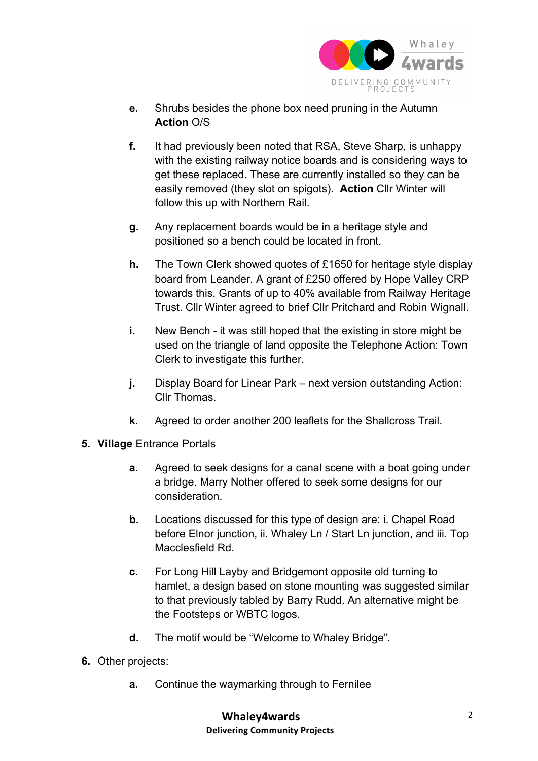e. Shrubs besides the phone box need pruning in the Autumn **Action** O/S

f. It had previously been noted that RSA, Steve Sharp, is unhappy with the existing railway notice boards and is considering ways to get these replaced. These are currently installed so they can be easily removed (they slot on spigots). **Action** Cllr Winter will follow this up with Northern Rail.

g. Any replacement boards would be in a heritage style and positioned so a bench could be located in front.

h. The Town Clerk showed quotes of £1650 for heritage style display board from Leander. A grant of £250 offered by Hope Valley CRP towards this. Grants of up to 40% available from Railway Heritage Trust. Cllr Winter agreed to brief Cllr Pritchard and Robin Wignall.

i. New Bench - it was still hoped that the existing in store might be used on the triangle of land opposite the Telephone Action: Town Clerk to investigate this further.

j. Display Board for Linear Park – next version outstanding Action: Cllr Thomas.

k. Agreed to order another 200 leaflets for the Shallcross Trail.

5. **Village** Entrance Portals

a. Agreed to seek designs for a canal scene with a boat going under a bridge. Marry Nother offered to seek some designs for our consideration.

b. Locations discussed for this type of design are: i. Chapel Road before Elnor junction, ii. Whaley Ln / Start Ln junction, and iii. Top Macclesfield Rd.

c. For Long Hill Layby and Bridgemont opposite old turning to hamlet, a design based on stone mounting was suggested similar to that previously tabled by Barry Rudd. An alternative might be the Footsteps or WBTC logos.

d. The motif would be "Welcome to Whaley Bridge".

6. Other projects:

a. Continue the waymarking through to Fernilee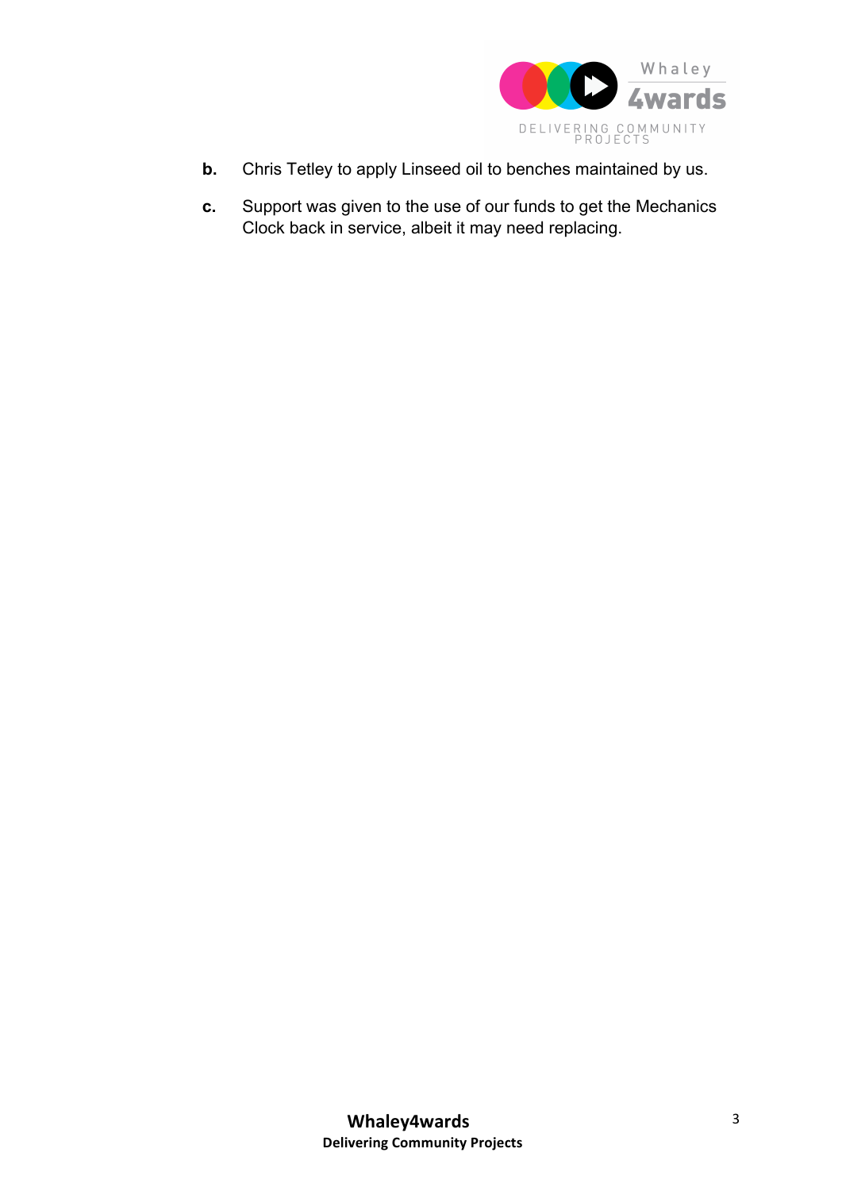**b.** Chris Tetley to apply Linseed oil to benches maintained by us.

**c.** Support was given to the use of our funds to get the Mechanics Clock back in service, albeit it may need replacing.